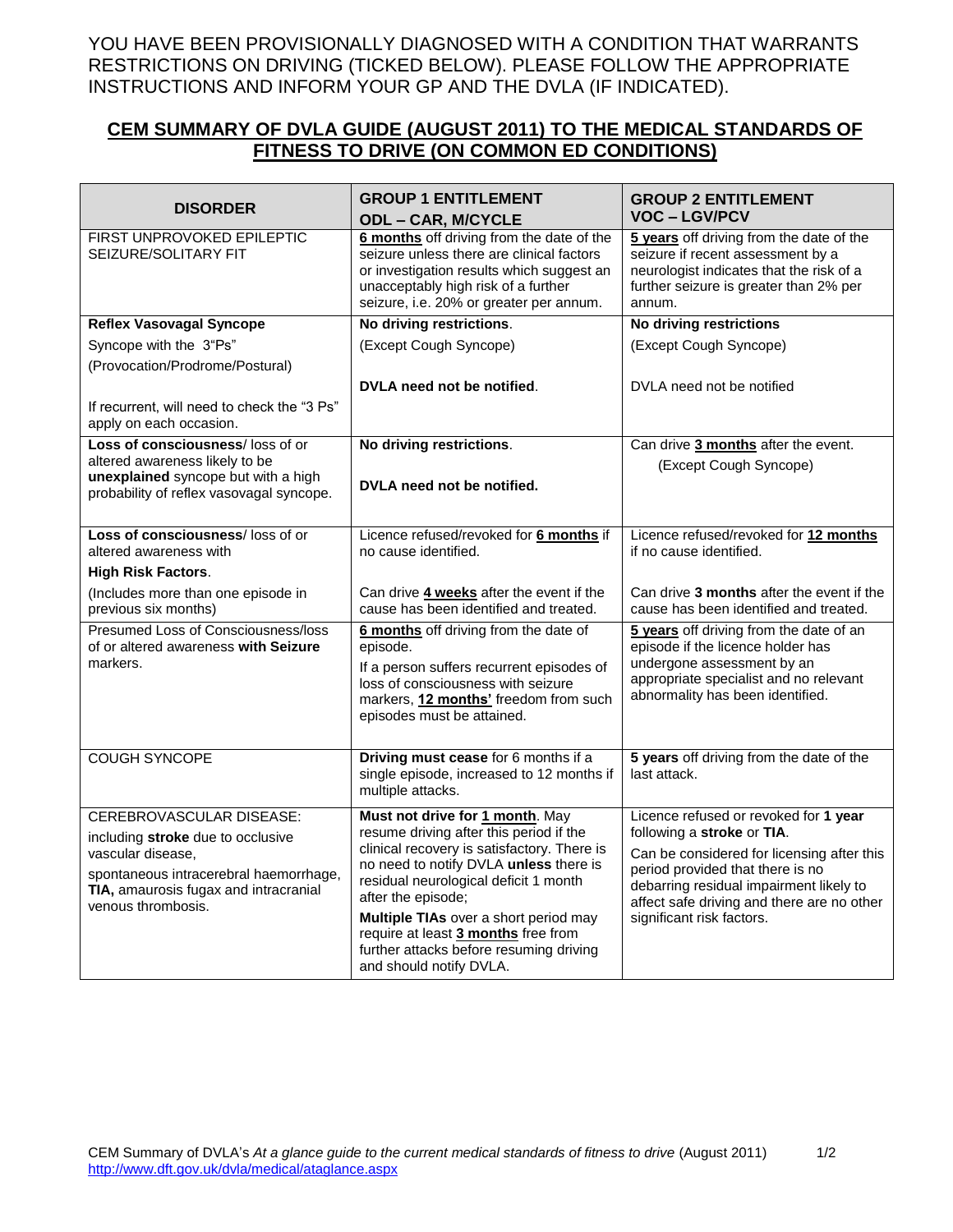YOU HAVE BEEN PROVISIONALLY DIAGNOSED WITH A CONDITION THAT WARRANTS RESTRICTIONS ON DRIVING (TICKED BELOW). PLEASE FOLLOW THE APPROPRIATE INSTRUCTIONS AND INFORM YOUR GP AND THE DVLA (IF INDICATED).

## CEM SUMMARY OF DVLA GUIDE (AUGUST 2011) TO THE MEDICAL STANDARDS OF FITNESS TO DRIVE (ON COMMON ED CONDITIONS)

| DISORDER | GROUP 1 ENTITLEMENT ODL – CAR, M/CYCLE | GROUP 2 ENTITLEMENT VOC – LGV/PCV |
|---|---|---|
| FIRST UNPROVOKED EPILEPTIC SEIZURE/SOLITARY FIT | **6 months** off driving from the date of the seizure unless there are clinical factors or investigation results which suggest an unacceptably high risk of a further seizure, i.e. 20% or greater per annum. | **5 years** off driving from the date of the seizure if recent assessment by a neurologist indicates that the risk of a further seizure is greater than 2% per annum. |
| **Reflex Vasovagal Syncope**<br>Syncope with the 3"Ps"<br>(Provocation/Prodrome/Postural)<br><br>If recurrent, will need to check the "3 Ps" apply on each occasion. | **No driving restrictions**.<br>(Except Cough Syncope)<br><br>**DVLA need not be notified**. | **No driving restrictions**<br>(Except Cough Syncope)<br><br>DVLA need not be notified |
| **Loss of consciousness**/ loss of or altered awareness likely to be **unexplained** syncope but with a high probability of reflex vasovagal syncope. | **No driving restrictions**.<br><br>**DVLA need not be notified.** | Can drive **3 months** after the event.<br>(Except Cough Syncope) |
| **Loss of consciousness**/ loss of or altered awareness with<br>**High Risk Factors**.<br>(Includes more than one episode in previous six months) | Licence refused/revoked for **6 months** if no cause identified.<br><br>Can drive **4 weeks** after the event if the cause has been identified and treated. | Licence refused/revoked for **12 months** if no cause identified.<br><br>Can drive **3 months** after the event if the cause has been identified and treated. |
| Presumed Loss of Consciousness/loss of or altered awareness **with Seizure** markers. | **6 months** off driving from the date of episode.<br>If a person suffers recurrent episodes of loss of consciousness with seizure markers, **12 months'** freedom from such episodes must be attained. | **5 years** off driving from the date of an episode if the licence holder has undergone assessment by an appropriate specialist and no relevant abnormality has been identified. |
| COUGH SYNCOPE | **Driving must cease** for 6 months if a single episode, increased to 12 months if multiple attacks. | **5 years** off driving from the date of the last attack. |
| CEREBROVASCULAR DISEASE:<br>including **stroke** due to occlusive vascular disease,<br>spontaneous intracerebral haemorrhage, **TIA,** amaurosis fugax and intracranial venous thrombosis. | **Must not drive for 1 month**. May resume driving after this period if the clinical recovery is satisfactory. There is no need to notify DVLA **unless** there is residual neurological deficit 1 month after the episode;<br>**Multiple TIAs** over a short period may require at least **3 months** free from further attacks before resuming driving and should notify DVLA. | Licence refused or revoked for **1 year** following a **stroke** or **TIA**.<br>Can be considered for licensing after this period provided that there is no debarring residual impairment likely to affect safe driving and there are no other significant risk factors. |

CEM Summary of DVLA's *At a glance guide to the current medical standards of fitness to drive* (August 2011)
http://www.dft.gov.uk/dvla/medical/ataglance.aspx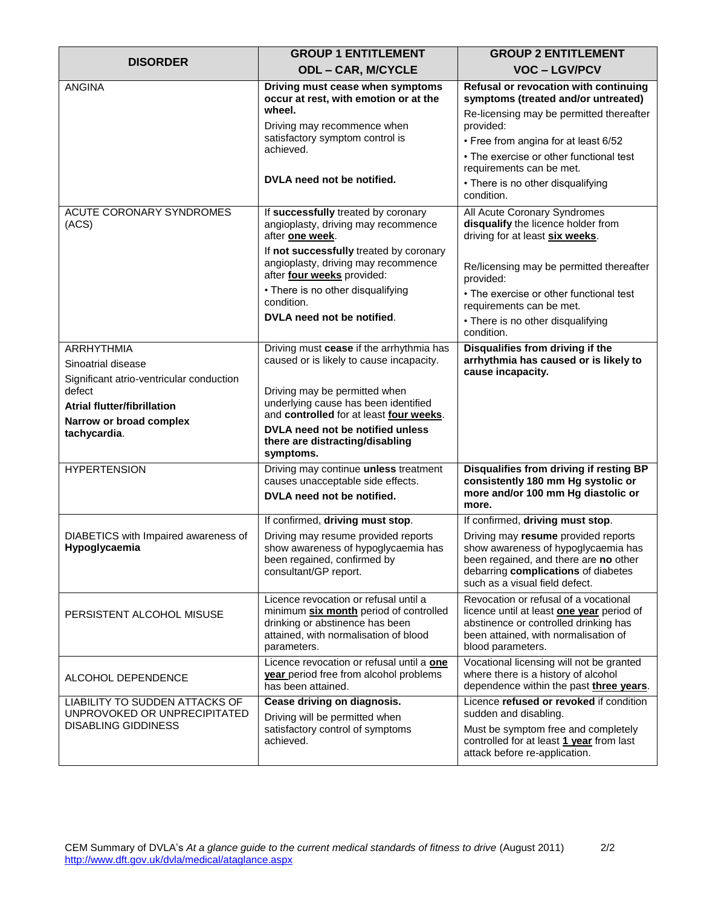| DISORDER | GROUP 1 ENTITLEMENT ODL – CAR, M/CYCLE | GROUP 2 ENTITLEMENT VOC – LGV/PCV |
|---|---|---|
| ANGINA | **Driving must cease when symptoms occur at rest, with emotion or at the wheel.**<br>Driving may recommence when satisfactory symptom control is achieved.<br><br>**DVLA need not be notified.** | **Refusal or revocation with continuing symptoms (treated and/or untreated)**<br>Re-licensing may be permitted thereafter provided:<br>• Free from angina for at least 6/52<br>• The exercise or other functional test requirements can be met.<br>• There is no other disqualifying condition. |
| ACUTE CORONARY SYNDROMES (ACS) | If **successfully** treated by coronary angioplasty, driving may recommence after **one week**.<br>If **not successfully** treated by coronary angioplasty, driving may recommence after **four weeks** provided:<br>• There is no other disqualifying condition.<br>**DVLA need not be notified**. | All Acute Coronary Syndromes **disqualify** the licence holder from driving for at least **six weeks**.<br><br>Re/licensing may be permitted thereafter provided:<br>• The exercise or other functional test requirements can be met.<br>• There is no other disqualifying condition. |
| ARRHYTHMIA<br>Sinoatrial disease<br>Significant atrio-ventricular conduction defect<br>**Atrial flutter/fibrillation**<br>**Narrow or broad complex tachycardia**. | Driving must **cease** if the arrhythmia has caused or is likely to cause incapacity.<br><br>Driving may be permitted when underlying cause has been identified and **controlled** for at least **four weeks**.<br>**DVLA need not be notified unless there are distracting/disabling symptoms.** | **Disqualifies from driving if the arrhythmia has caused or is likely to cause incapacity.** |
| HYPERTENSION | Driving may continue **unless** treatment causes unacceptable side effects.<br>**DVLA need not be notified.** | **Disqualifies from driving if resting BP consistently 180 mm Hg systolic or more and/or 100 mm Hg diastolic or more.** |
| DIABETICS with Impaired awareness of **Hypoglycaemia** | If confirmed, **driving must stop**.<br>Driving may resume provided reports show awareness of hypoglycaemia has been regained, confirmed by consultant/GP report. | If confirmed, **driving must stop**.<br>Driving may **resume** provided reports show awareness of hypoglycaemia has been regained, and there are **no** other debarring **complications** of diabetes such as a visual field defect. |
| PERSISTENT ALCOHOL MISUSE | Licence revocation or refusal until a minimum **six month** period of controlled drinking or abstinence has been attained, with normalisation of blood parameters. | Revocation or refusal of a vocational licence until at least **one year** period of abstinence or controlled drinking has been attained, with normalisation of blood parameters. |
| ALCOHOL DEPENDENCE | Licence revocation or refusal until a **one year** period free from alcohol problems has been attained. | Vocational licensing will not be granted where there is a history of alcohol dependence within the past **three years**. |
| LIABILITY TO SUDDEN ATTACKS OF UNPROVOKED OR UNPRECIPITATED DISABLING GIDDINESS | **Cease driving on diagnosis.**<br>Driving will be permitted when satisfactory control of symptoms achieved. | Licence **refused or revoked** if condition sudden and disabling.<br>Must be symptom free and completely controlled for at least **1 year** from last attack before re-application. |

CEM Summary of DVLA's *At a glance guide to the current medical standards of fitness to drive* (August 2011)
http://www.dft.gov.uk/dvla/medical/ataglance.aspx